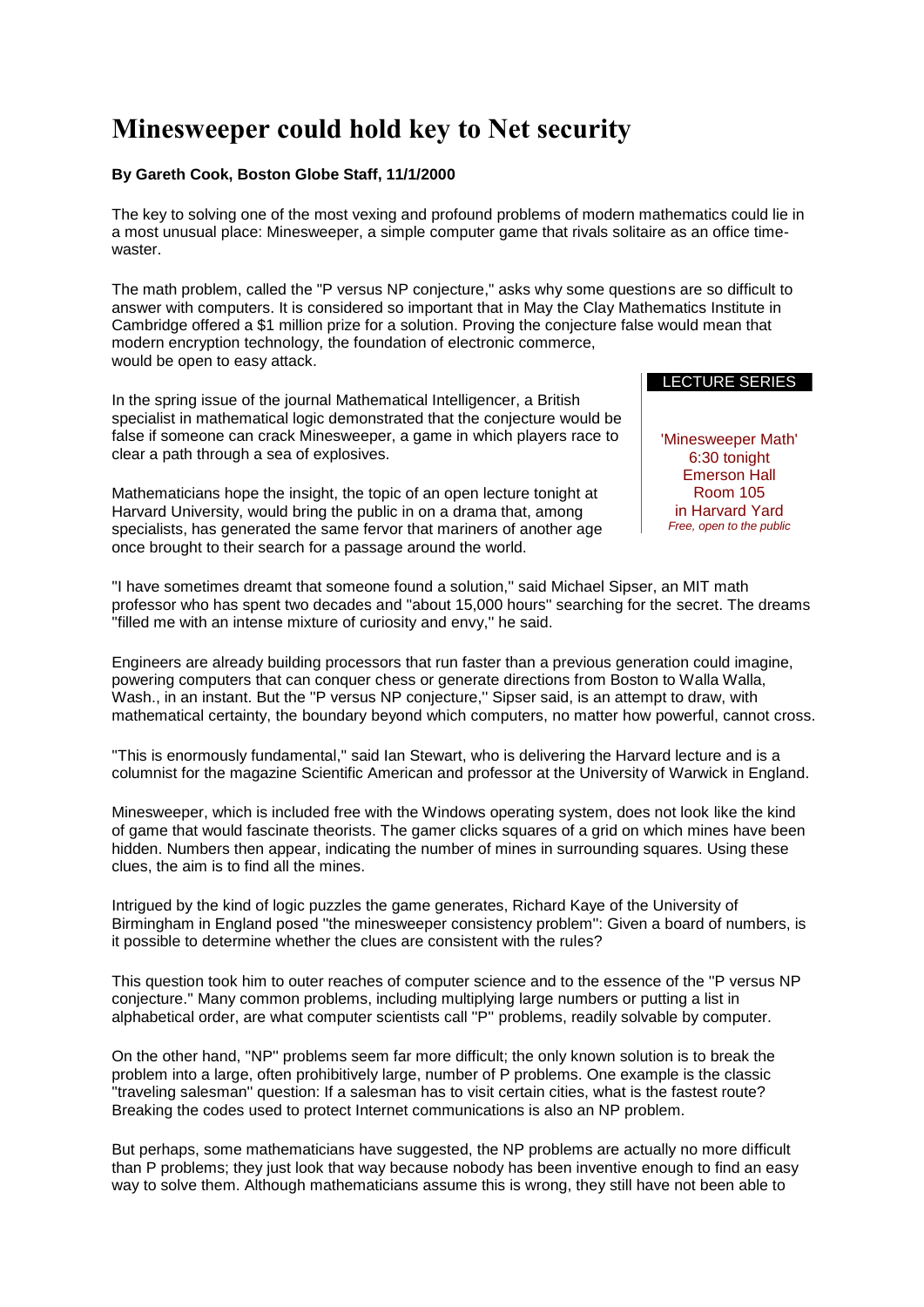# Minesweeper could hold key to Net security

**By Gareth Cook, Boston Globe Staff, 11/1/2000**

The key to solving one of the most vexing and profound problems of modern mathematics could lie in a most unusual place: Minesweeper, a simple computer game that rivals solitaire as an office time-waster.

The math problem, called the "P versus NP conjecture," asks why some questions are so difficult to answer with computers. It is considered so important that in May the Clay Mathematics Institute in Cambridge offered a $1 million prize for a solution. Proving the conjecture false would mean that modern encryption technology, the foundation of electronic commerce, would be open to easy attack.

In the spring issue of the journal Mathematical Intelligencer, a British specialist in mathematical logic demonstrated that the conjecture would be false if someone can crack Minesweeper, a game in which players race to clear a path through a sea of explosives.

Mathematicians hope the insight, the topic of an open lecture tonight at Harvard University, would bring the public in on a drama that, among specialists, has generated the same fervor that mariners of another age once brought to their search for a passage around the world.

LECTURE SERIES

'Minesweeper Math'
6:30 tonight
Emerson Hall
Room 105
in Harvard Yard
*Free, open to the public*

"I have sometimes dreamt that someone found a solution,'' said Michael Sipser, an MIT math professor who has spent two decades and "about 15,000 hours'' searching for the secret. The dreams "filled me with an intense mixture of curiosity and envy,'' he said.

Engineers are already building processors that run faster than a previous generation could imagine, powering computers that can conquer chess or generate directions from Boston to Walla Walla, Wash., in an instant. But the "P versus NP conjecture,'' Sipser said, is an attempt to draw, with mathematical certainty, the boundary beyond which computers, no matter how powerful, cannot cross.

"This is enormously fundamental,'' said Ian Stewart, who is delivering the Harvard lecture and is a columnist for the magazine Scientific American and professor at the University of Warwick in England.

Minesweeper, which is included free with the Windows operating system, does not look like the kind of game that would fascinate theorists. The gamer clicks squares of a grid on which mines have been hidden. Numbers then appear, indicating the number of mines in surrounding squares. Using these clues, the aim is to find all the mines.

Intrigued by the kind of logic puzzles the game generates, Richard Kaye of the University of Birmingham in England posed "the minesweeper consistency problem'': Given a board of numbers, is it possible to determine whether the clues are consistent with the rules?

This question took him to outer reaches of computer science and to the essence of the "P versus NP conjecture.'' Many common problems, including multiplying large numbers or putting a list in alphabetical order, are what computer scientists call "P'' problems, readily solvable by computer.

On the other hand, "NP'' problems seem far more difficult; the only known solution is to break the problem into a large, often prohibitively large, number of P problems. One example is the classic "traveling salesman'' question: If a salesman has to visit certain cities, what is the fastest route? Breaking the codes used to protect Internet communications is also an NP problem.

But perhaps, some mathematicians have suggested, the NP problems are actually no more difficult than P problems; they just look that way because nobody has been inventive enough to find an easy way to solve them. Although mathematicians assume this is wrong, they still have not been able to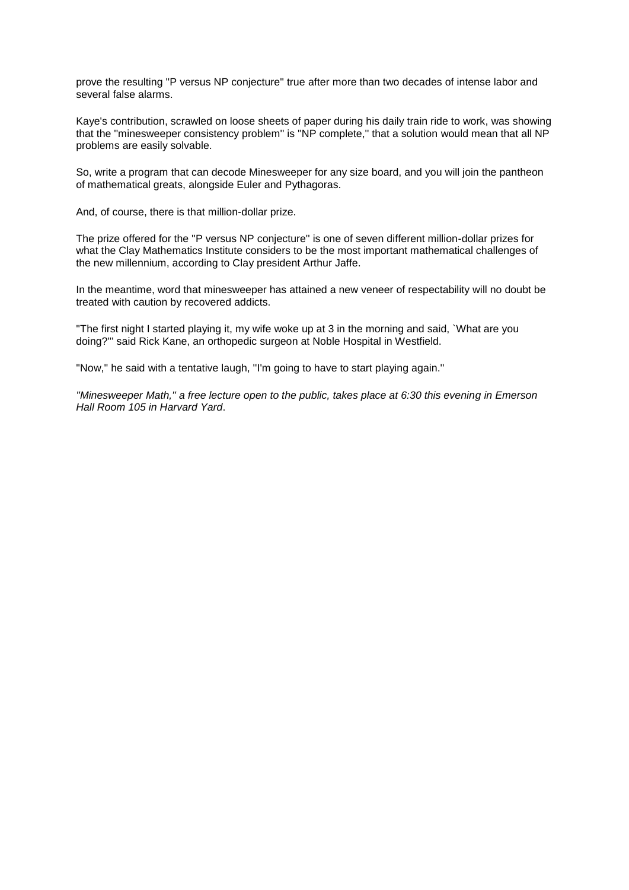prove the resulting "P versus NP conjecture" true after more than two decades of intense labor and several false alarms.

Kaye's contribution, scrawled on loose sheets of paper during his daily train ride to work, was showing that the ''minesweeper consistency problem'' is ''NP complete,'' that a solution would mean that all NP problems are easily solvable.

So, write a program that can decode Minesweeper for any size board, and you will join the pantheon of mathematical greats, alongside Euler and Pythagoras.

And, of course, there is that million-dollar prize.

The prize offered for the ''P versus NP conjecture'' is one of seven different million-dollar prizes for what the Clay Mathematics Institute considers to be the most important mathematical challenges of the new millennium, according to Clay president Arthur Jaffe.

In the meantime, word that minesweeper has attained a new veneer of respectability will no doubt be treated with caution by recovered addicts.

"The first night I started playing it, my wife woke up at 3 in the morning and said, `What are you doing?"' said Rick Kane, an orthopedic surgeon at Noble Hospital in Westfield.

"Now," he said with a tentative laugh, ''I'm going to have to start playing again.''

*''Minesweeper Math,'' a free lecture open to the public, takes place at 6:30 this evening in Emerson Hall Room 105 in Harvard Yard*.